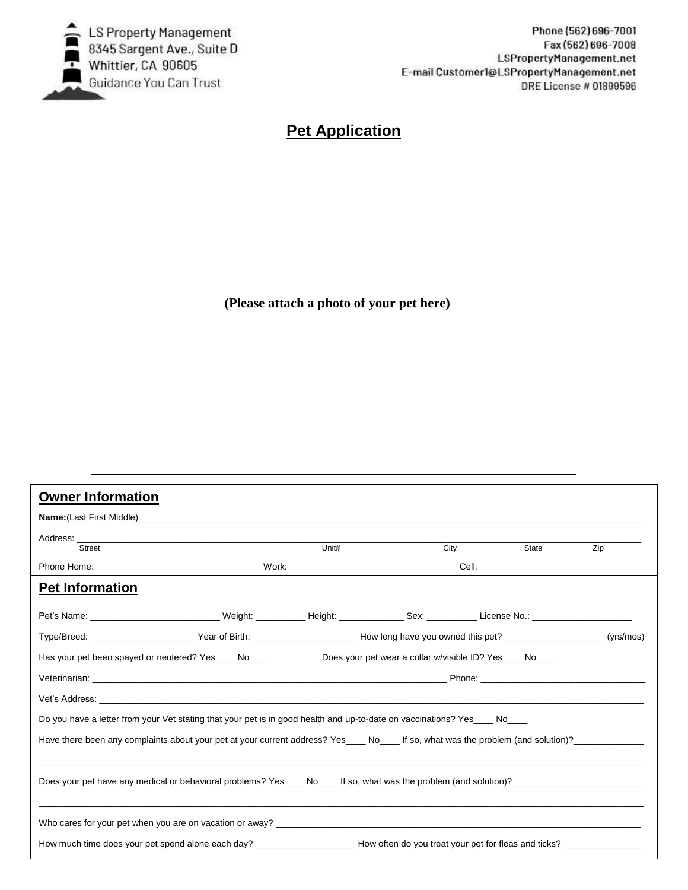LS Property Management
8345 Sargent Ave., Suite D
Whittier, CA 90605
Guidance You Can Trust

Phone (562) 696-7001
Fax (562) 696-7008
LSPropertyManagement.net
E-mail Customer1@LSPropertyManagement.net
DRE License # 01899596

# Pet Application

(Please attach a photo of your pet here)

## Owner Information

**Name:**(Last First Middle)\_\_\_\_\_\_\_\_\_\_\_\_\_\_\_\_\_\_\_\_\_\_\_\_\_\_\_\_\_\_\_\_\_\_\_\_\_\_\_\_

Address: \_\_\_\_\_\_\_\_\_\_\_\_\_\_\_\_\_\_\_\_\_\_\_\_\_\_\_\_\_\_\_\_\_\_\_\_\_\_\_\_
Street Unit# City State Zip

Phone Home: \_\_\_\_\_\_\_\_\_\_\_\_\_\_\_\_ Work: \_\_\_\_\_\_\_\_\_\_\_\_\_\_\_\_ Cell: \_\_\_\_\_\_\_\_\_\_\_\_\_\_\_\_

## Pet Information

Pet's Name: \_\_\_\_\_\_\_\_\_\_\_\_ Weight: \_\_\_\_\_\_ Height: \_\_\_\_\_\_ Sex: \_\_\_\_\_\_ License No.: \_\_\_\_\_\_\_\_\_\_

Type/Breed: \_\_\_\_\_\_\_\_\_\_ Year of Birth: \_\_\_\_\_\_\_\_\_\_ How long have you owned this pet? \_\_\_\_\_\_\_\_\_\_ (yrs/mos)

Has your pet been spayed or neutered? Yes\_\_\_\_ No\_\_\_\_ Does your pet wear a collar w/visible ID? Yes\_\_\_\_ No\_\_\_\_

Veterinarian: \_\_\_\_\_\_\_\_\_\_\_\_\_\_\_\_\_\_\_\_\_\_\_\_\_\_\_\_ Phone: \_\_\_\_\_\_\_\_\_\_\_\_\_\_\_\_

Vet's Address: \_\_\_\_\_\_\_\_\_\_\_\_\_\_\_\_\_\_\_\_\_\_\_\_\_\_\_\_\_\_\_\_\_\_\_\_\_\_\_\_

Do you have a letter from your Vet stating that your pet is in good health and up-to-date on vaccinations? Yes\_\_\_\_ No\_\_\_\_

Have there been any complaints about your pet at your current address? Yes\_\_\_\_ No\_\_\_\_ If so, what was the problem (and solution)?\_\_\_\_\_\_\_\_\_\_\_\_\_\_

\_\_\_\_\_\_\_\_\_\_\_\_\_\_\_\_\_\_\_\_\_\_\_\_\_\_\_\_\_\_\_\_\_\_\_\_\_\_\_\_

Does your pet have any medical or behavioral problems? Yes\_\_\_\_ No\_\_\_\_ If so, what was the problem (and solution)?\_\_\_\_\_\_\_\_\_\_\_\_\_\_

\_\_\_\_\_\_\_\_\_\_\_\_\_\_\_\_\_\_\_\_\_\_\_\_\_\_\_\_\_\_\_\_\_\_\_\_\_\_\_\_

Who cares for your pet when you are on vacation or away? \_\_\_\_\_\_\_\_\_\_\_\_\_\_\_\_\_\_\_\_\_\_\_\_\_\_\_\_

How much time does your pet spend alone each day? \_\_\_\_\_\_\_\_\_\_ How often do you treat your pet for fleas and ticks? \_\_\_\_\_\_\_\_\_\_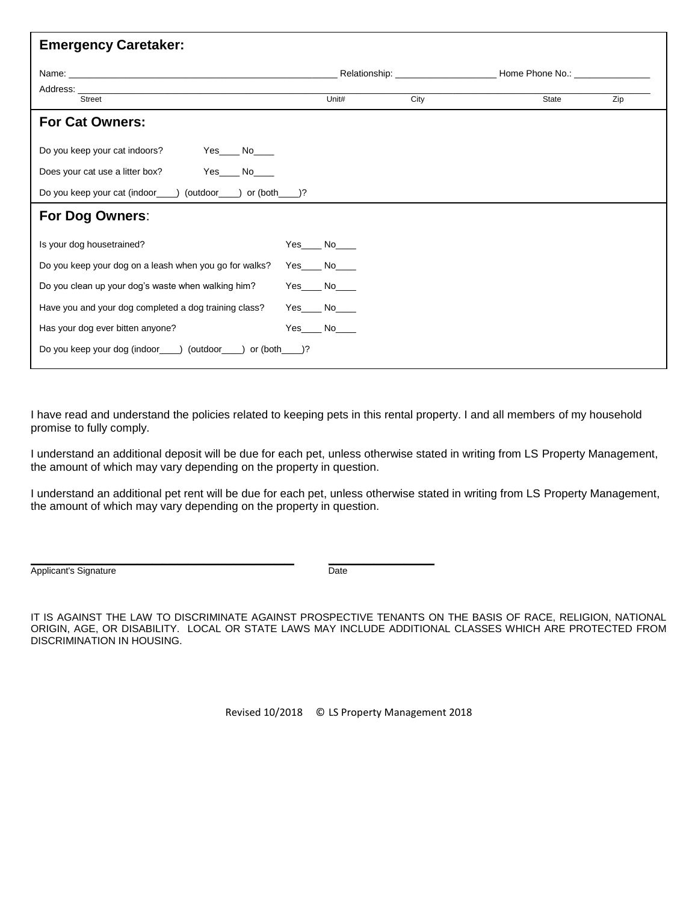## Emergency Caretaker:

Name: ______________________________ Relationship: ____________________ Home Phone No.: _______________

Address: ________________________________________________________________________________

Street | Unit# | City | State | Zip

## For Cat Owners:

Do you keep your cat indoors? Yes____ No____

Does your cat use a litter box? Yes____ No____

Do you keep your cat (indoor____) (outdoor____) or (both____)?

## For Dog Owners:

Is your dog housetrained? Yes____ No____

Do you keep your dog on a leash when you go for walks? Yes____ No____

Do you clean up your dog's waste when walking him? Yes____ No____

Have you and your dog completed a dog training class? Yes____ No____

Has your dog ever bitten anyone? Yes____ No____

Do you keep your dog (indoor____) (outdoor____) or (both____)?

I have read and understand the policies related to keeping pets in this rental property. I and all members of my household promise to fully comply.

I understand an additional deposit will be due for each pet, unless otherwise stated in writing from LS Property Management, the amount of which may vary depending on the property in question.

I understand an additional pet rent will be due for each pet, unless otherwise stated in writing from LS Property Management, the amount of which may vary depending on the property in question.

______________________________ ____________________

Applicant's Signature Date

IT IS AGAINST THE LAW TO DISCRIMINATE AGAINST PROSPECTIVE TENANTS ON THE BASIS OF RACE, RELIGION, NATIONAL ORIGIN, AGE, OR DISABILITY. LOCAL OR STATE LAWS MAY INCLUDE ADDITIONAL CLASSES WHICH ARE PROTECTED FROM DISCRIMINATION IN HOUSING.

Revised 10/2018 © LS Property Management 2018